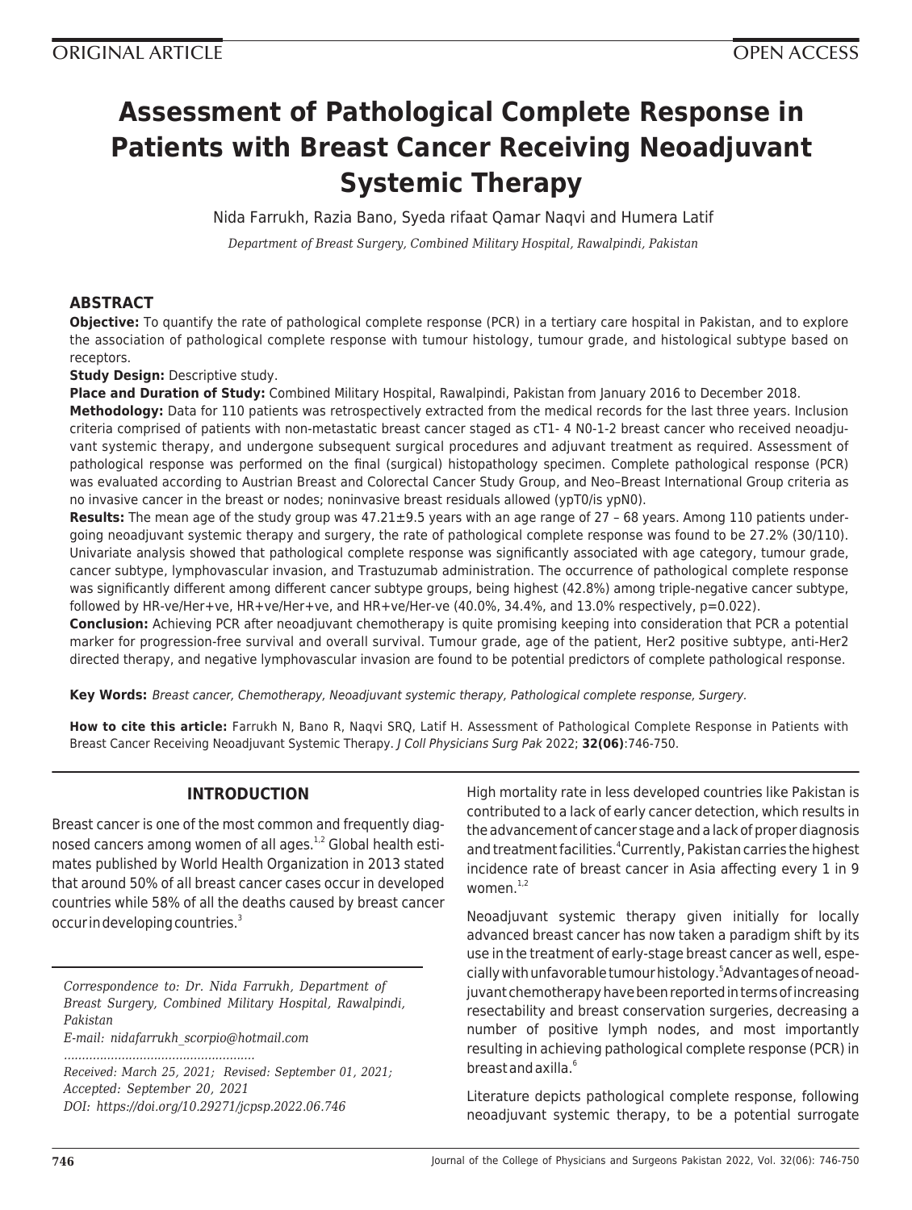ORIGINAL ARTICLE

OPEN ACCESS

# Assessment of Pathological Complete Response in Patients with Breast Cancer Receiving Neoadjuvant Systemic Therapy

Nida Farrukh, Razia Bano, Syeda rifaat Qamar Naqvi and Humera Latif

*Department of Breast Surgery, Combined Military Hospital, Rawalpindi, Pakistan*

## ABSTRACT

**Objective:** To quantify the rate of pathological complete response (PCR) in a tertiary care hospital in Pakistan, and to explore the association of pathological complete response with tumour histology, tumour grade, and histological subtype based on receptors.

**Study Design:** Descriptive study.

**Place and Duration of Study:** Combined Military Hospital, Rawalpindi, Pakistan from January 2016 to December 2018.

**Methodology:** Data for 110 patients was retrospectively extracted from the medical records for the last three years. Inclusion criteria comprised of patients with non-metastatic breast cancer staged as cT1- 4 N0-1-2 breast cancer who received neoadjuvant systemic therapy, and undergone subsequent surgical procedures and adjuvant treatment as required. Assessment of pathological response was performed on the final (surgical) histopathology specimen. Complete pathological response (PCR) was evaluated according to Austrian Breast and Colorectal Cancer Study Group, and Neo–Breast International Group criteria as no invasive cancer in the breast or nodes; noninvasive breast residuals allowed (ypT0/is ypN0).

**Results:** The mean age of the study group was 47.21±9.5 years with an age range of 27 – 68 years. Among 110 patients undergoing neoadjuvant systemic therapy and surgery, the rate of pathological complete response was found to be 27.2% (30/110). Univariate analysis showed that pathological complete response was significantly associated with age category, tumour grade, cancer subtype, lymphovascular invasion, and Trastuzumab administration. The occurrence of pathological complete response was significantly different among different cancer subtype groups, being highest (42.8%) among triple-negative cancer subtype, followed by HR-ve/Her+ve, HR+ve/Her+ve, and HR+ve/Her-ve (40.0%, 34.4%, and 13.0% respectively, p=0.022).

**Conclusion:** Achieving PCR after neoadjuvant chemotherapy is quite promising keeping into consideration that PCR a potential marker for progression-free survival and overall survival. Tumour grade, age of the patient, Her2 positive subtype, anti-Her2 directed therapy, and negative lymphovascular invasion are found to be potential predictors of complete pathological response.

**Key Words:** *Breast cancer, Chemotherapy, Neoadjuvant systemic therapy, Pathological complete response, Surgery.*

**How to cite this article:** Farrukh N, Bano R, Naqvi SRQ, Latif H. Assessment of Pathological Complete Response in Patients with Breast Cancer Receiving Neoadjuvant Systemic Therapy. *J Coll Physicians Surg Pak* 2022; **32(06)**:746-750.

## INTRODUCTION

Breast cancer is one of the most common and frequently diagnosed cancers among women of all ages.[1,2] Global health estimates published by World Health Organization in 2013 stated that around 50% of all breast cancer cases occur in developed countries while 58% of all the deaths caused by breast cancer occur in developing countries.[3]

*Correspondence to: Dr. Nida Farrukh, Department of Breast Surgery, Combined Military Hospital, Rawalpindi, Pakistan*
*E-mail: nidafarrukh_scorpio@hotmail.com*

*Received: March 25, 2021; Revised: September 01, 2021; Accepted: September 20, 2021*
*DOI: https://doi.org/10.29271/jcpsp.2022.06.746*

High mortality rate in less developed countries like Pakistan is contributed to a lack of early cancer detection, which results in the advancement of cancer stage and a lack of proper diagnosis and treatment facilities.[4] Currently, Pakistan carries the highest incidence rate of breast cancer in Asia affecting every 1 in 9 women.[1,2]

Neoadjuvant systemic therapy given initially for locally advanced breast cancer has now taken a paradigm shift by its use in the treatment of early-stage breast cancer as well, especially with unfavorable tumour histology.[5] Advantages of neoadjuvant chemotherapy have been reported in terms of increasing resectability and breast conservation surgeries, decreasing a number of positive lymph nodes, and most importantly resulting in achieving pathological complete response (PCR) in breast and axilla.[6]

Literature depicts pathological complete response, following neoadjuvant systemic therapy, to be a potential surrogate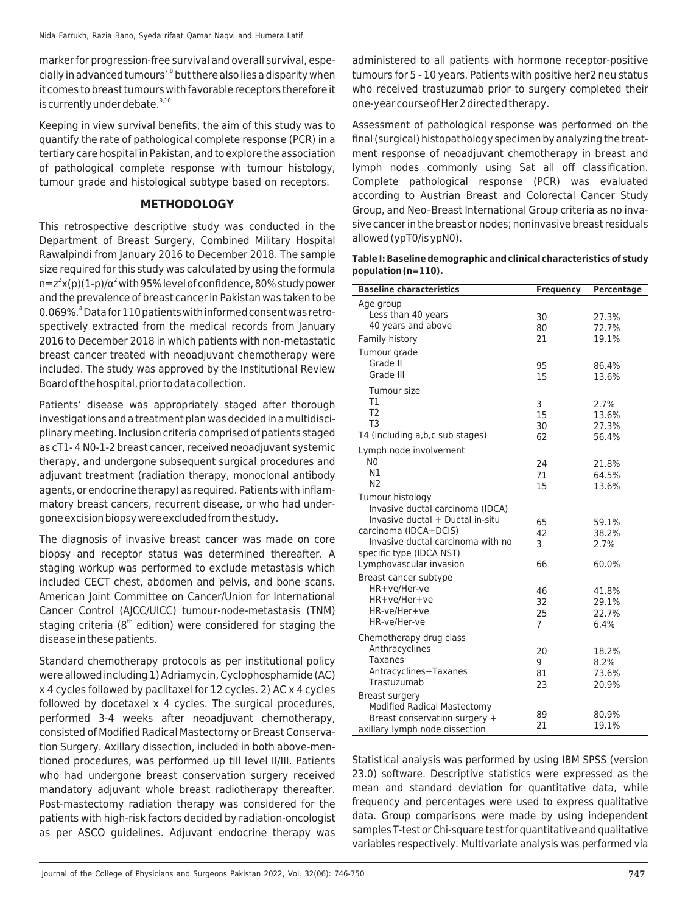marker for progression-free survival and overall survival, especially in advanced tumours[7,8] but there also lies a disparity when it comes to breast tumours with favorable receptors therefore it is currently under debate.[9,10]

Keeping in view survival benefits, the aim of this study was to quantify the rate of pathological complete response (PCR) in a tertiary care hospital in Pakistan, and to explore the association of pathological complete response with tumour histology, tumour grade and histological subtype based on receptors.

## METHODOLOGY

This retrospective descriptive study was conducted in the Department of Breast Surgery, Combined Military Hospital Rawalpindi from January 2016 to December 2018. The sample size required for this study was calculated by using the formula $n=z^2x(p)(1-p)/\alpha^2$ with 95% level of confidence, 80% study power and the prevalence of breast cancer in Pakistan was taken to be 0.069%.[4] Data for 110 patients with informed consent was retrospectively extracted from the medical records from January 2016 to December 2018 in which patients with non-metastatic breast cancer treated with neoadjuvant chemotherapy were included. The study was approved by the Institutional Review Board of the hospital, prior to data collection.

Patients' disease was appropriately staged after thorough investigations and a treatment plan was decided in a multidisciplinary meeting. Inclusion criteria comprised of patients staged as cT1- 4 N0-1-2 breast cancer, received neoadjuvant systemic therapy, and undergone subsequent surgical procedures and adjuvant treatment (radiation therapy, monoclonal antibody agents, or endocrine therapy) as required. Patients with inflammatory breast cancers, recurrent disease, or who had undergone excision biopsy were excluded from the study.

The diagnosis of invasive breast cancer was made on core biopsy and receptor status was determined thereafter. A staging workup was performed to exclude metastasis which included CECT chest, abdomen and pelvis, and bone scans. American Joint Committee on Cancer/Union for International Cancer Control (AJCC/UICC) tumour-node-metastasis (TNM) staging criteria (8th edition) were considered for staging the disease in these patients.

Standard chemotherapy protocols as per institutional policy were allowed including 1) Adriamycin, Cyclophosphamide (AC) x 4 cycles followed by paclitaxel for 12 cycles. 2) AC x 4 cycles followed by docetaxel x 4 cycles. The surgical procedures, performed 3-4 weeks after neoadjuvant chemotherapy, consisted of Modified Radical Mastectomy or Breast Conservation Surgery. Axillary dissection, included in both above-mentioned procedures, was performed up till level II/III. Patients who had undergone breast conservation surgery received mandatory adjuvant whole breast radiotherapy thereafter. Post-mastectomy radiation therapy was considered for the patients with high-risk factors decided by radiation-oncologist as per ASCO guidelines. Adjuvant endocrine therapy was administered to all patients with hormone receptor-positive tumours for 5 - 10 years. Patients with positive her2 neu status who received trastuzumab prior to surgery completed their one-year course of Her 2 directed therapy.

Assessment of pathological response was performed on the final (surgical) histopathology specimen by analyzing the treatment response of neoadjuvant chemotherapy in breast and lymph nodes commonly using Sat all off classification. Complete pathological response (PCR) was evaluated according to Austrian Breast and Colorectal Cancer Study Group, and Neo–Breast International Group criteria as no invasive cancer in the breast or nodes; noninvasive breast residuals allowed (ypT0/is ypN0).

**Table I: Baseline demographic and clinical characteristics of study population (n=110).**

| Baseline characteristics | Frequency | Percentage |
|---|---|---|
| Age group | | |
| Less than 40 years | 30 | 27.3% |
| 40 years and above | 80 | 72.7% |
| Family history | 21 | 19.1% |
| Tumour grade | | |
| Grade II | 95 | 86.4% |
| Grade III | 15 | 13.6% |
| Tumour size | | |
| T1 | 3 | 2.7% |
| T2 | 15 | 13.6% |
| T3 | 30 | 27.3% |
| T4 (including a,b,c sub stages) | 62 | 56.4% |
| Lymph node involvement | | |
| N0 | 24 | 21.8% |
| N1 | 71 | 64.5% |
| N2 | 15 | 13.6% |
| Tumour histology | | |
| Invasive ductal carcinoma (IDCA) | 65 | 59.1% |
| Invasive ductal + Ductal in-situ carcinoma (IDCA+DCIS) | 42 | 38.2% |
| Invasive ductal carcinoma with no specific type (IDCA NST) | 3 | 2.7% |
| Lymphovascular invasion | 66 | 60.0% |
| Breast cancer subtype | | |
| HR+ve/Her-ve | 46 | 41.8% |
| HR+ve/Her+ve | 32 | 29.1% |
| HR-ve/Her+ve | 25 | 22.7% |
| HR-ve/Her-ve | 7 | 6.4% |
| Chemotherapy drug class | | |
| Anthracyclines | 20 | 18.2% |
| Taxanes | 9 | 8.2% |
| Antracyclines+Taxanes | 81 | 73.6% |
| Trastuzumab | 23 | 20.9% |
| Breast surgery | | |
| Modified Radical Mastectomy | 89 | 80.9% |
| Breast conservation surgery + axillary lymph node dissection | 21 | 19.1% |

Statistical analysis was performed by using IBM SPSS (version 23.0) software. Descriptive statistics were expressed as the mean and standard deviation for quantitative data, while frequency and percentages were used to express qualitative data. Group comparisons were made by using independent samples T-test or Chi-square test for quantitative and qualitative variables respectively. Multivariate analysis was performed via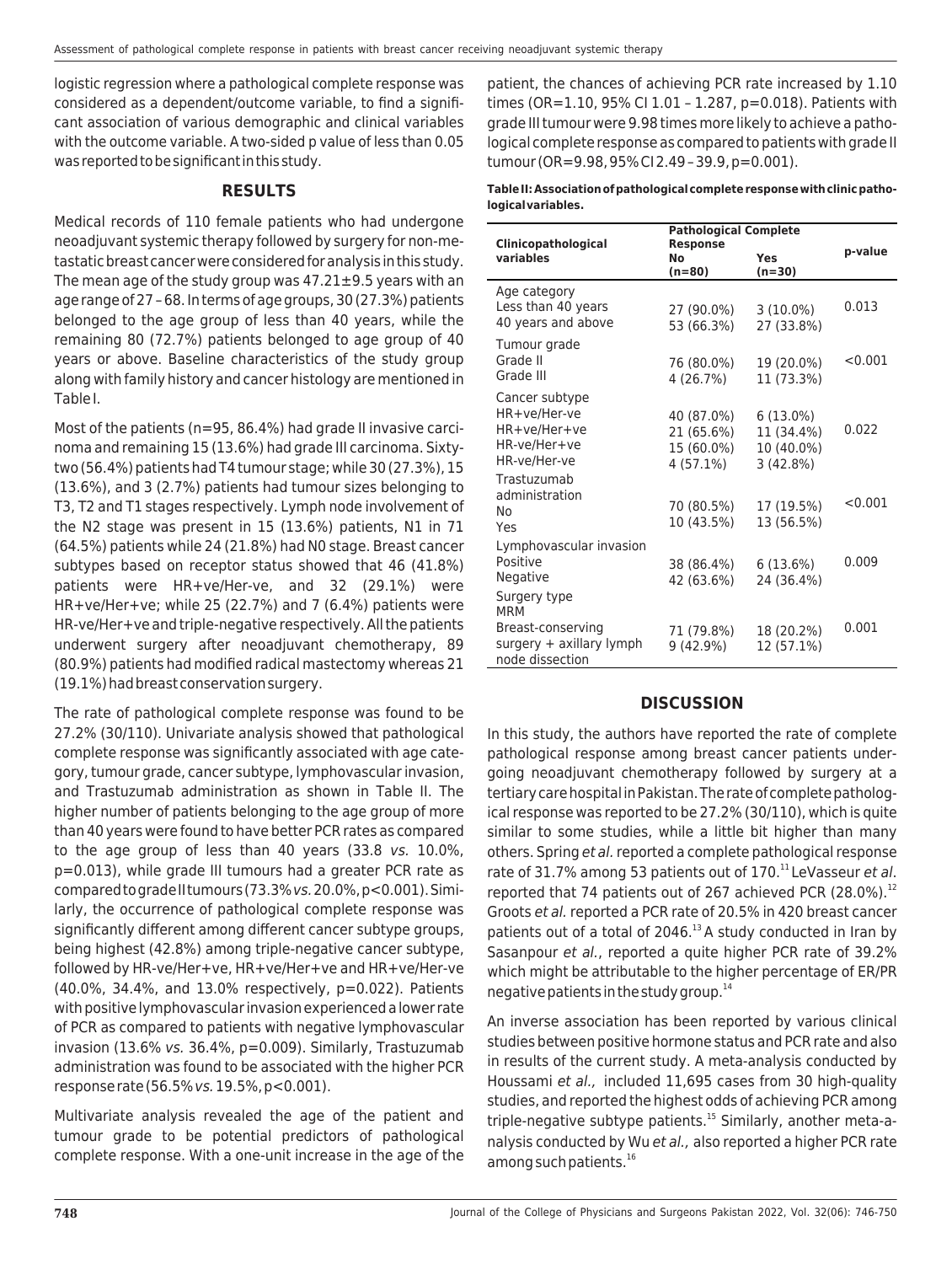logistic regression where a pathological complete response was considered as a dependent/outcome variable, to find a significant association of various demographic and clinical variables with the outcome variable. A two-sided p value of less than 0.05 was reported to be significant in this study.

## RESULTS

Medical records of 110 female patients who had undergone neoadjuvant systemic therapy followed by surgery for non-metastatic breast cancer were considered for analysis in this study. The mean age of the study group was 47.21±9.5 years with an age range of 27 – 68. In terms of age groups, 30 (27.3%) patients belonged to the age group of less than 40 years, while the remaining 80 (72.7%) patients belonged to age group of 40 years or above. Baseline characteristics of the study group along with family history and cancer histology are mentioned in Table I.

Most of the patients (n=95, 86.4%) had grade II invasive carcinoma and remaining 15 (13.6%) had grade III carcinoma. Sixty-two (56.4%) patients had T4 tumour stage; while 30 (27.3%), 15 (13.6%), and 3 (2.7%) patients had tumour sizes belonging to T3, T2 and T1 stages respectively. Lymph node involvement of the N2 stage was present in 15 (13.6%) patients, N1 in 71 (64.5%) patients while 24 (21.8%) had N0 stage. Breast cancer subtypes based on receptor status showed that 46 (41.8%) patients were HR+ve/Her-ve, and 32 (29.1%) were HR+ve/Her+ve; while 25 (22.7%) and 7 (6.4%) patients were HR-ve/Her+ve and triple-negative respectively. All the patients underwent surgery after neoadjuvant chemotherapy, 89 (80.9%) patients had modified radical mastectomy whereas 21 (19.1%) had breast conservation surgery.

The rate of pathological complete response was found to be 27.2% (30/110). Univariate analysis showed that pathological complete response was significantly associated with age category, tumour grade, cancer subtype, lymphovascular invasion, and Trastuzumab administration as shown in Table II. The higher number of patients belonging to the age group of more than 40 years were found to have better PCR rates as compared to the age group of less than 40 years (33.8 *vs.* 10.0%, p=0.013), while grade III tumours had a greater PCR rate as compared to grade II tumours (73.3% *vs.* 20.0%, p<0.001). Similarly, the occurrence of pathological complete response was significantly different among different cancer subtype groups, being highest (42.8%) among triple-negative cancer subtype, followed by HR-ve/Her+ve, HR+ve/Her+ve and HR+ve/Her-ve (40.0%, 34.4%, and 13.0% respectively, p=0.022). Patients with positive lymphovascular invasion experienced a lower rate of PCR as compared to patients with negative lymphovascular invasion (13.6% *vs.* 36.4%, p=0.009). Similarly, Trastuzumab administration was found to be associated with the higher PCR response rate (56.5% *vs.* 19.5%, p<0.001).

Multivariate analysis revealed the age of the patient and tumour grade to be potential predictors of pathological complete response. With a one-unit increase in the age of the patient, the chances of achieving PCR rate increased by 1.10 times (OR=1.10, 95% CI 1.01 – 1.287, p=0.018). Patients with grade III tumour were 9.98 times more likely to achieve a pathological complete response as compared to patients with grade II tumour (OR=9.98, 95% CI 2.49 – 39.9, p=0.001).

**Table II: Association of pathological complete response with clinic pathological variables.**

| Clinicopathological variables | Pathological Complete Response | | p-value |
|---|---|---|---|
| | No (n=80) | Yes (n=30) | |
| **Age category** | | | |
| Less than 40 years | 27 (90.0%) | 3 (10.0%) | 0.013 |
| 40 years and above | 53 (66.3%) | 27 (33.8%) | |
| **Tumour grade** | | | |
| Grade II | 76 (80.0%) | 19 (20.0%) | <0.001 |
| Grade III | 4 (26.7%) | 11 (73.3%) | |
| **Cancer subtype** | | | |
| HR+ve/Her-ve | 40 (87.0%) | 6 (13.0%) | 0.022 |
| HR+ve/Her+ve | 21 (65.6%) | 11 (34.4%) | |
| HR-ve/Her+ve | 15 (60.0%) | 10 (40.0%) | |
| HR-ve/Her-ve | 4 (57.1%) | 3 (42.8%) | |
| **Trastuzumab administration** | | | |
| No | 70 (80.5%) | 17 (19.5%) | <0.001 |
| Yes | 10 (43.5%) | 13 (56.5%) | |
| **Lymphovascular invasion** | | | |
| Positive | 38 (86.4%) | 6 (13.6%) | 0.009 |
| Negative | 42 (63.6%) | 24 (36.4%) | |
| **Surgery type** | | | |
| MRM | 71 (79.8%) | 18 (20.2%) | 0.001 |
| Breast-conserving surgery + axillary lymph node dissection | 9 (42.9%) | 12 (57.1%) | |

## DISCUSSION

In this study, the authors have reported the rate of complete pathological response among breast cancer patients undergoing neoadjuvant chemotherapy followed by surgery at a tertiary care hospital in Pakistan. The rate of complete pathological response was reported to be 27.2% (30/110), which is quite similar to some studies, while a little bit higher than many others. Spring *et al.* reported a complete pathological response rate of 31.7% among 53 patients out of 170.[11] LeVasseur *et al.* reported that 74 patients out of 267 achieved PCR (28.0%).[12] Groots *et al.* reported a PCR rate of 20.5% in 420 breast cancer patients out of a total of 2046.[13] A study conducted in Iran by Sasanpour *et al.*, reported a quite higher PCR rate of 39.2% which might be attributable to the higher percentage of ER/PR negative patients in the study group.[14]

An inverse association has been reported by various clinical studies between positive hormone status and PCR rate and also in results of the current study. A meta-analysis conducted by Houssami *et al.,* included 11,695 cases from 30 high-quality studies, and reported the highest odds of achieving PCR among triple-negative subtype patients.[15] Similarly, another meta-analysis conducted by Wu *et al.,* also reported a higher PCR rate among such patients.[16]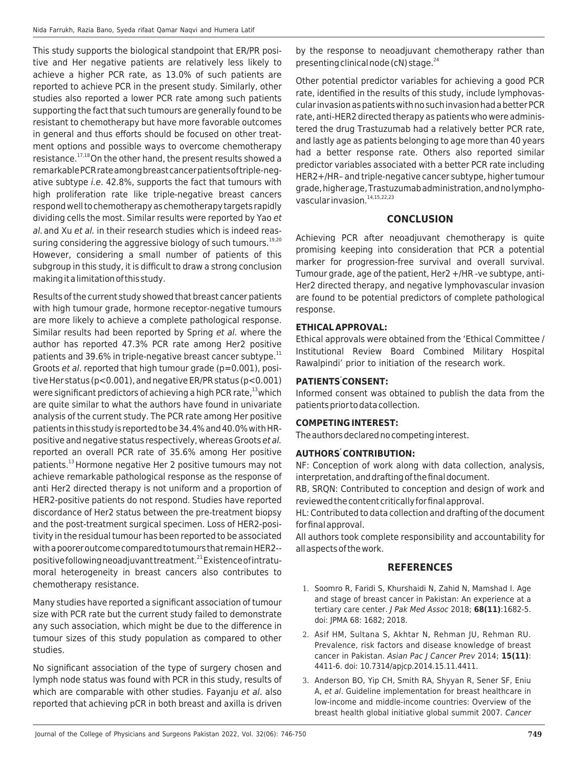This study supports the biological standpoint that ER/PR positive and Her negative patients are relatively less likely to achieve a higher PCR rate, as 13.0% of such patients are reported to achieve PCR in the present study. Similarly, other studies also reported a lower PCR rate among such patients supporting the fact that such tumours are generally found to be resistant to chemotherapy but have more favorable outcomes in general and thus efforts should be focused on other treatment options and possible ways to overcome chemotherapy resistance.[17,18] On the other hand, the present results showed a remarkable PCR rate among breast cancer patients of triple-negative subtype *i.e.* 42.8%, supports the fact that tumours with high proliferation rate like triple-negative breast cancers respond well to chemotherapy as chemotherapy targets rapidly dividing cells the most. Similar results were reported by Yao *et al.* and Xu *et al.* in their research studies which is indeed reassuring considering the aggressive biology of such tumours.[19,20] However, considering a small number of patients of this subgroup in this study, it is difficult to draw a strong conclusion making it a limitation of this study.

Results of the current study showed that breast cancer patients with high tumour grade, hormone receptor-negative tumours are more likely to achieve a complete pathological response. Similar results had been reported by Spring *et al.* where the author has reported 47.3% PCR rate among Her2 positive patients and 39.6% in triple-negative breast cancer subtype.[11] Groots *et al*. reported that high tumour grade (p=0.001), positive Her status (p<0.001), and negative ER/PR status (p<0.001) were significant predictors of achieving a high PCR rate,[13] which are quite similar to what the authors have found in univariate analysis of the current study. The PCR rate among Her positive patients in this study is reported to be 34.4% and 40.0% with HR-positive and negative status respectively, whereas Groots *et al.* reported an overall PCR rate of 35.6% among Her positive patients.[13] Hormone negative Her 2 positive tumours may not achieve remarkable pathological response as the response of anti Her2 directed therapy is not uniform and a proportion of HER2-positive patients do not respond. Studies have reported discordance of Her2 status between the pre-treatment biopsy and the post-treatment surgical specimen. Loss of HER2-positivity in the residual tumour has been reported to be associated with a poorer outcome compared to tumours that remain HER2--positive following neoadjuvant treatment.[21] Existence of intratumoral heterogeneity in breast cancers also contributes to chemotherapy resistance.

Many studies have reported a significant association of tumour size with PCR rate but the current study failed to demonstrate any such association, which might be due to the difference in tumour sizes of this study population as compared to other studies.

No significant association of the type of surgery chosen and lymph node status was found with PCR in this study, results of which are comparable with other studies. Fayanju *et al*. also reported that achieving pCR in both breast and axilla is driven by the response to neoadjuvant chemotherapy rather than presenting clinical node (cN) stage.[24]

Other potential predictor variables for achieving a good PCR rate, identified in the results of this study, include lymphovascular invasion as patients with no such invasion had a better PCR rate, anti-HER2 directed therapy as patients who were administered the drug Trastuzumab had a relatively better PCR rate, and lastly age as patients belonging to age more than 40 years had a better response rate. Others also reported similar predictor variables associated with a better PCR rate including HER2+/HR– and triple-negative cancer subtype, higher tumour grade, higher age, Trastuzumab administration, and no lymphovascular invasion.[14,15,22,23]

## CONCLUSION

Achieving PCR after neoadjuvant chemotherapy is quite promising keeping into consideration that PCR a potential marker for progression-free survival and overall survival. Tumour grade, age of the patient, Her2 +/HR -ve subtype, anti-Her2 directed therapy, and negative lymphovascular invasion are found to be potential predictors of complete pathological response.

**ETHICAL APPROVAL:**

Ethical approvals were obtained from the 'Ethical Committee / Institutional Review Board Combined Military Hospital Rawalpindi' prior to initiation of the research work.

**PATIENTS' CONSENT:**

Informed consent was obtained to publish the data from the patients prior to data collection.

**COMPETING INTEREST:**

The authors declared no competing interest.

**AUTHORS' CONTRIBUTION:**

NF: Conception of work along with data collection, analysis, interpretation, and drafting of the final document.

RB, SRQN: Contributed to conception and design of work and reviewed the content critically for final approval.

HL: Contributed to data collection and drafting of the document for final approval.

All authors took complete responsibility and accountability for all aspects of the work.

## REFERENCES

1. Soomro R, Faridi S, Khurshaidi N, Zahid N, Mamshad I. Age and stage of breast cancer in Pakistan: An experience at a tertiary care center. *J Pak Med Assoc* 2018; **68(11)**:1682-5. doi: JPMA 68: 1682; 2018.
2. Asif HM, Sultana S, Akhtar N, Rehman JU, Rehman RU. Prevalence, risk factors and disease knowledge of breast cancer in Pakistan. *Asian Pac J Cancer Prev* 2014; **15(11)**: 4411-6. doi: 10.7314/apjcp.2014.15.11.4411.
3. Anderson BO, Yip CH, Smith RA, Shyyan R, Sener SF, Eniu A, *et al*. Guideline implementation for breast healthcare in low-income and middle-income countries: Overview of the breast health global initiative global summit 2007. *Cancer*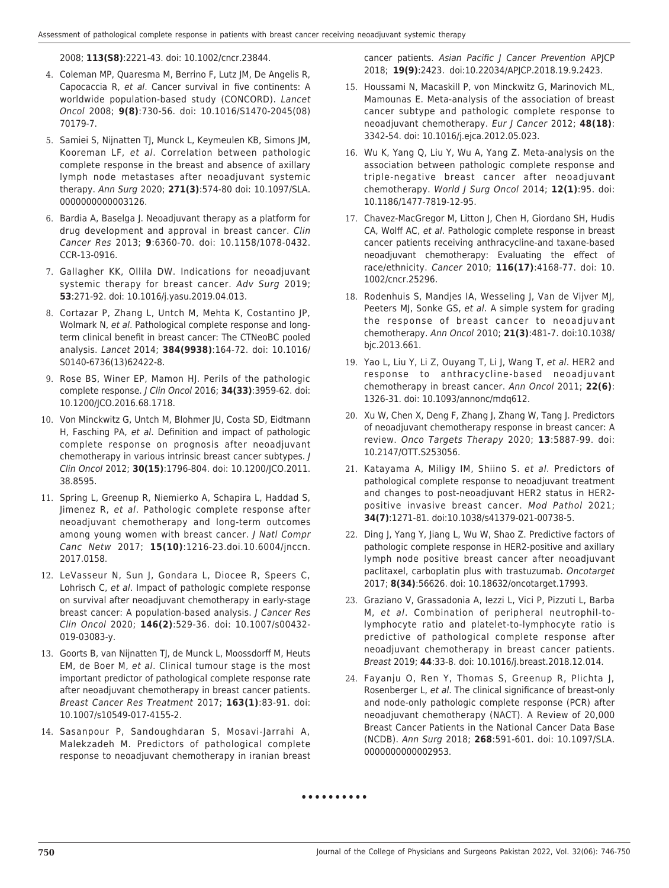2008; **113(S8)**:2221-43. doi: 10.1002/cncr.23844.

4. Coleman MP, Quaresma M, Berrino F, Lutz JM, De Angelis R, Capocaccia R, *et al*. Cancer survival in five continents: A worldwide population-based study (CONCORD). *Lancet Oncol* 2008; **9(8)**:730-56. doi: 10.1016/S1470-2045(08) 70179-7.

5. Samiei S, Nijnatten TJ, Munck L, Keymeulen KB, Simons JM, Kooreman LF, *et al*. Correlation between pathologic complete response in the breast and absence of axillary lymph node metastases after neoadjuvant systemic therapy. *Ann Surg* 2020; **271(3)**:574-80 doi: 10.1097/SLA. 0000000000003126.

6. Bardia A, Baselga J. Neoadjuvant therapy as a platform for drug development and approval in breast cancer. *Clin Cancer Res* 2013; **9**:6360-70. doi: 10.1158/1078-0432. CCR-13-0916.

7. Gallagher KK, Ollila DW. Indications for neoadjuvant systemic therapy for breast cancer. *Adv Surg* 2019; **53**:271-92. doi: 10.1016/j.yasu.2019.04.013.

8. Cortazar P, Zhang L, Untch M, Mehta K, Costantino JP, Wolmark N, *et al*. Pathological complete response and long-term clinical benefit in breast cancer: The CTNeoBC pooled analysis. *Lancet* 2014; **384(9938)**:164-72. doi: 10.1016/ S0140-6736(13)62422-8.

9. Rose BS, Winer EP, Mamon HJ. Perils of the pathologic complete response. *J Clin Oncol* 2016; **34(33)**:3959-62. doi: 10.1200/JCO.2016.68.1718.

10. Von Minckwitz G, Untch M, Blohmer JU, Costa SD, Eidtmann H, Fasching PA, *et al*. Definition and impact of pathologic complete response on prognosis after neoadjuvant chemotherapy in various intrinsic breast cancer subtypes. *J Clin Oncol* 2012; **30(15)**:1796-804. doi: 10.1200/JCO.2011. 38.8595.

11. Spring L, Greenup R, Niemierko A, Schapira L, Haddad S, Jimenez R, *et al*. Pathologic complete response after neoadjuvant chemotherapy and long-term outcomes among young women with breast cancer. *J Natl Compr Canc Netw* 2017; **15(10)**:1216-23.doi.10.6004/jnccn. 2017.0158.

12. LeVasseur N, Sun J, Gondara L, Diocee R, Speers C, Lohrisch C, *et al*. Impact of pathologic complete response on survival after neoadjuvant chemotherapy in early-stage breast cancer: A population-based analysis. *J Cancer Res Clin Oncol* 2020; **146(2)**:529-36. doi: 10.1007/s00432-019-03083-y.

13. Goorts B, van Nijnatten TJ, de Munck L, Moossdorff M, Heuts EM, de Boer M, *et al*. Clinical tumour stage is the most important predictor of pathological complete response rate after neoadjuvant chemotherapy in breast cancer patients. *Breast Cancer Res Treatment* 2017; **163(1)**:83-91. doi: 10.1007/s10549-017-4155-2.

14. Sasanpour P, Sandoughdaran S, Mosavi-Jarrahi A, Malekzadeh M. Predictors of pathological complete response to neoadjuvant chemotherapy in iranian breast cancer patients. *Asian Pacific J Cancer Prevention* APJCP 2018; **19(9)**:2423. doi:10.22034/APJCP.2018.19.9.2423.

15. Houssami N, Macaskill P, von Minckwitz G, Marinovich ML, Mamounas E. Meta-analysis of the association of breast cancer subtype and pathologic complete response to neoadjuvant chemotherapy. *Eur J Cancer* 2012; **48(18)**: 3342-54. doi: 10.1016/j.ejca.2012.05.023.

16. Wu K, Yang Q, Liu Y, Wu A, Yang Z. Meta-analysis on the association between pathologic complete response and triple-negative breast cancer after neoadjuvant chemotherapy. *World J Surg Oncol* 2014; **12(1)**:95. doi: 10.1186/1477-7819-12-95.

17. Chavez-MacGregor M, Litton J, Chen H, Giordano SH, Hudis CA, Wolff AC, *et al*. Pathologic complete response in breast cancer patients receiving anthracycline-and taxane-based neoadjuvant chemotherapy: Evaluating the effect of race/ethnicity. *Cancer* 2010; **116(17)**:4168-77. doi: 10. 1002/cncr.25296.

18. Rodenhuis S, Mandjes IA, Wesseling J, Van de Vijver MJ, Peeters MJ, Sonke GS, *et al*. A simple system for grading the response of breast cancer to neoadjuvant chemotherapy. *Ann Oncol* 2010; **21(3)**:481-7. doi:10.1038/ bjc.2013.661.

19. Yao L, Liu Y, Li Z, Ouyang T, Li J, Wang T, *et al*. HER2 and response to anthracycline-based neoadjuvant chemotherapy in breast cancer. *Ann Oncol* 2011; **22(6)**: 1326-31. doi: 10.1093/annonc/mdq612.

20. Xu W, Chen X, Deng F, Zhang J, Zhang W, Tang J. Predictors of neoadjuvant chemotherapy response in breast cancer: A review. *Onco Targets Therapy* 2020; **13**:5887-99. doi: 10.2147/OTT.S253056.

21. Katayama A, Miligy IM, Shiino S. *et al*. Predictors of pathological complete response to neoadjuvant treatment and changes to post-neoadjuvant HER2 status in HER2-positive invasive breast cancer. *Mod Pathol* 2021; **34(7)**:1271-81. doi:10.1038/s41379-021-00738-5.

22. Ding J, Yang Y, Jiang L, Wu W, Shao Z. Predictive factors of pathologic complete response in HER2-positive and axillary lymph node positive breast cancer after neoadjuvant paclitaxel, carboplatin plus with trastuzumab. *Oncotarget* 2017; **8(34)**:56626. doi: 10.18632/oncotarget.17993.

23. Graziano V, Grassadonia A, Iezzi L, Vici P, Pizzuti L, Barba M, *et al*. Combination of peripheral neutrophil-to-lymphocyte ratio and platelet-to-lymphocyte ratio is predictive of pathological complete response after neoadjuvant chemotherapy in breast cancer patients. *Breast* 2019; **44**:33-8. doi: 10.1016/j.breast.2018.12.014.

24. Fayanju O, Ren Y, Thomas S, Greenup R, Plichta J, Rosenberger L, *et al*. The clinical significance of breast-only and node-only pathologic complete response (PCR) after neoadjuvant chemotherapy (NACT). A Review of 20,000 Breast Cancer Patients in the National Cancer Data Base (NCDB). *Ann Surg* 2018; **268**:591-601. doi: 10.1097/SLA. 0000000000002953.

••••••••••